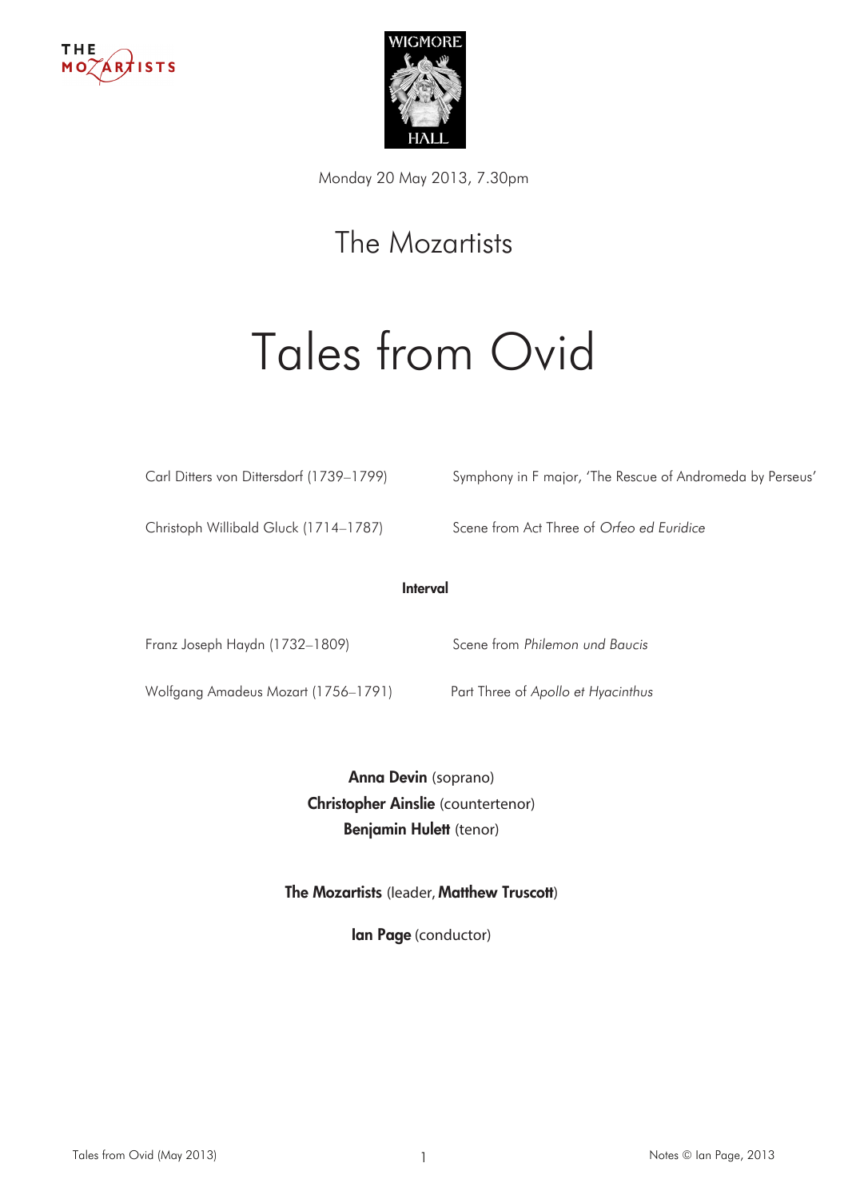Monday 20 May 2013, 7.30pm

## The Mozartists

# Tales from Ovid

Carl Ditters von Dittersdorf (1739–1799) — Symphony in F major, 'The Rescue of Andromeda by Perseus'

Christoph Willibald Gluck (1714–1787) — Scene from Act Three of *Orfeo ed Euridice*

**Interval**

Franz Joseph Haydn (1732–1809) — Scene from *Philemon und Baucis*

Wolfgang Amadeus Mozart (1756–1791) — Part Three of *Apollo et Hyacinthus*

**Anna Devin** (soprano)
**Christopher Ainslie** (countertenor)
**Benjamin Hulett** (tenor)

**The Mozartists** (leader, **Matthew Truscott**)

**Ian Page** (conductor)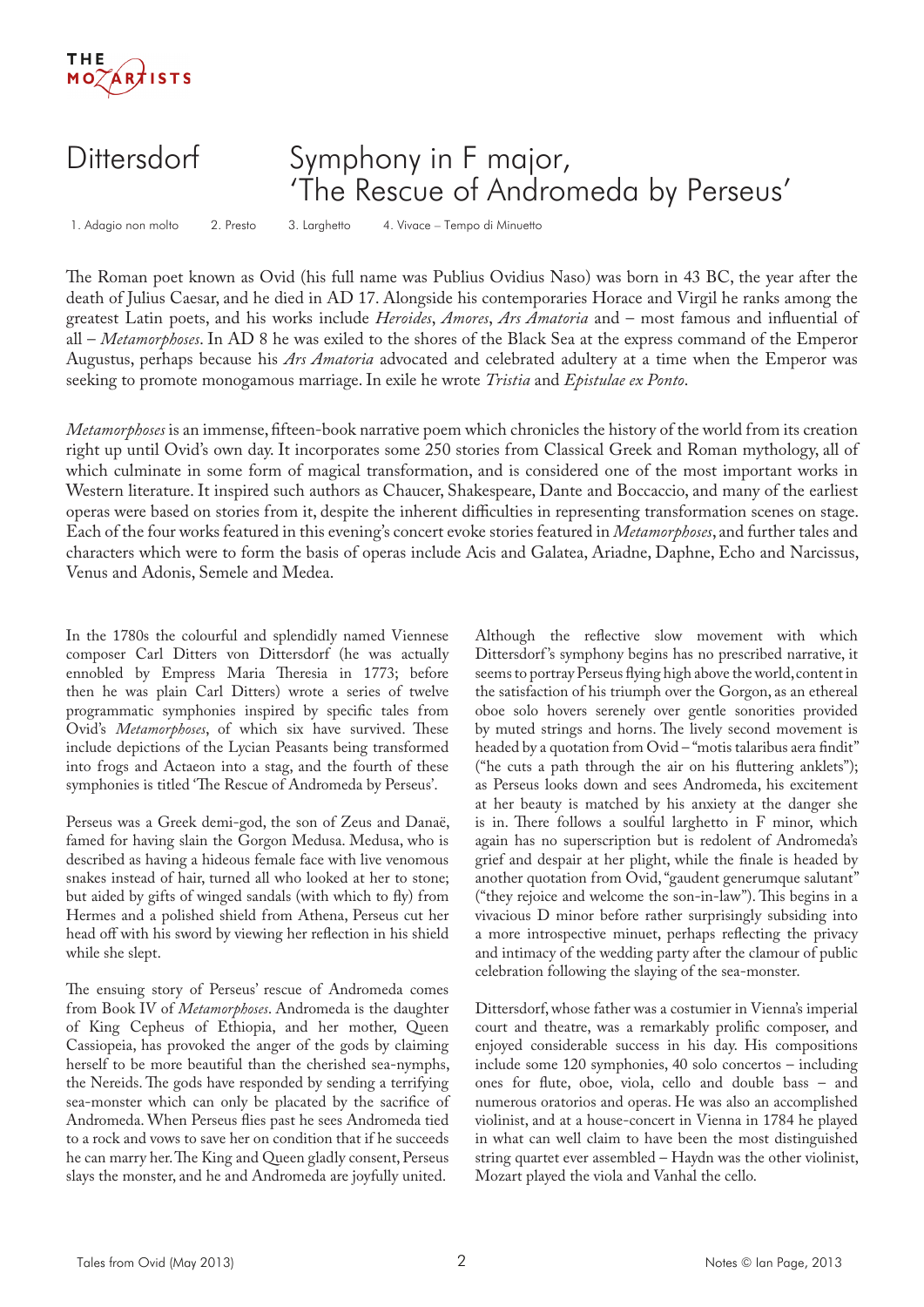# Dittersdorf

## Symphony in F major, 'The Rescue of Andromeda by Perseus'

1. Adagio non molto 2. Presto 3. Larghetto 4. Vivace – Tempo di Minuetto

The Roman poet known as Ovid (his full name was Publius Ovidius Naso) was born in 43 BC, the year after the death of Julius Caesar, and he died in AD 17. Alongside his contemporaries Horace and Virgil he ranks among the greatest Latin poets, and his works include *Heroides*, *Amores*, *Ars Amatoria* and – most famous and influential of all – *Metamorphoses*. In AD 8 he was exiled to the shores of the Black Sea at the express command of the Emperor Augustus, perhaps because his *Ars Amatoria* advocated and celebrated adultery at a time when the Emperor was seeking to promote monogamous marriage. In exile he wrote *Tristia* and *Epistulae ex Ponto*.

*Metamorphoses* is an immense, fifteen-book narrative poem which chronicles the history of the world from its creation right up until Ovid's own day. It incorporates some 250 stories from Classical Greek and Roman mythology, all of which culminate in some form of magical transformation, and is considered one of the most important works in Western literature. It inspired such authors as Chaucer, Shakespeare, Dante and Boccaccio, and many of the earliest operas were based on stories from it, despite the inherent difficulties in representing transformation scenes on stage. Each of the four works featured in this evening's concert evoke stories featured in *Metamorphoses*, and further tales and characters which were to form the basis of operas include Acis and Galatea, Ariadne, Daphne, Echo and Narcissus, Venus and Adonis, Semele and Medea.

In the 1780s the colourful and splendidly named Viennese composer Carl Ditters von Dittersdorf (he was actually ennobled by Empress Maria Theresia in 1773; before then he was plain Carl Ditters) wrote a series of twelve programmatic symphonies inspired by specific tales from Ovid's *Metamorphoses*, of which six have survived. These include depictions of the Lycian Peasants being transformed into frogs and Actaeon into a stag, and the fourth of these symphonies is titled 'The Rescue of Andromeda by Perseus'.

Perseus was a Greek demi-god, the son of Zeus and Danaë, famed for having slain the Gorgon Medusa. Medusa, who is described as having a hideous female face with live venomous snakes instead of hair, turned all who looked at her to stone; but aided by gifts of winged sandals (with which to fly) from Hermes and a polished shield from Athena, Perseus cut her head off with his sword by viewing her reflection in his shield while she slept.

The ensuing story of Perseus' rescue of Andromeda comes from Book IV of *Metamorphoses*. Andromeda is the daughter of King Cepheus of Ethiopia, and her mother, Queen Cassiopeia, has provoked the anger of the gods by claiming herself to be more beautiful than the cherished sea-nymphs, the Nereids. The gods have responded by sending a terrifying sea-monster which can only be placated by the sacrifice of Andromeda. When Perseus flies past he sees Andromeda tied to a rock and vows to save her on condition that if he succeeds he can marry her. The King and Queen gladly consent, Perseus slays the monster, and he and Andromeda are joyfully united.

Although the reflective slow movement with which Dittersdorf's symphony begins has no prescribed narrative, it seems to portray Perseus flying high above the world, content in the satisfaction of his triumph over the Gorgon, as an ethereal oboe solo hovers serenely over gentle sonorities provided by muted strings and horns. The lively second movement is headed by a quotation from Ovid – "motis talaribus aera findit" ("he cuts a path through the air on his fluttering anklets"); as Perseus looks down and sees Andromeda, his excitement at her beauty is matched by his anxiety at the danger she is in. There follows a soulful larghetto in F minor, which again has no superscription but is redolent of Andromeda's grief and despair at her plight, while the finale is headed by another quotation from Ovid, "gaudent generumque salutant" ("they rejoice and welcome the son-in-law"). This begins in a vivacious D minor before rather surprisingly subsiding into a more introspective minuet, perhaps reflecting the privacy and intimacy of the wedding party after the clamour of public celebration following the slaying of the sea-monster.

Dittersdorf, whose father was a costumier in Vienna's imperial court and theatre, was a remarkably prolific composer, and enjoyed considerable success in his day. His compositions include some 120 symphonies, 40 solo concertos – including ones for flute, oboe, viola, cello and double bass – and numerous oratorios and operas. He was also an accomplished violinist, and at a house-concert in Vienna in 1784 he played in what can well claim to have been the most distinguished string quartet ever assembled – Haydn was the other violinist, Mozart played the viola and Vanhal the cello.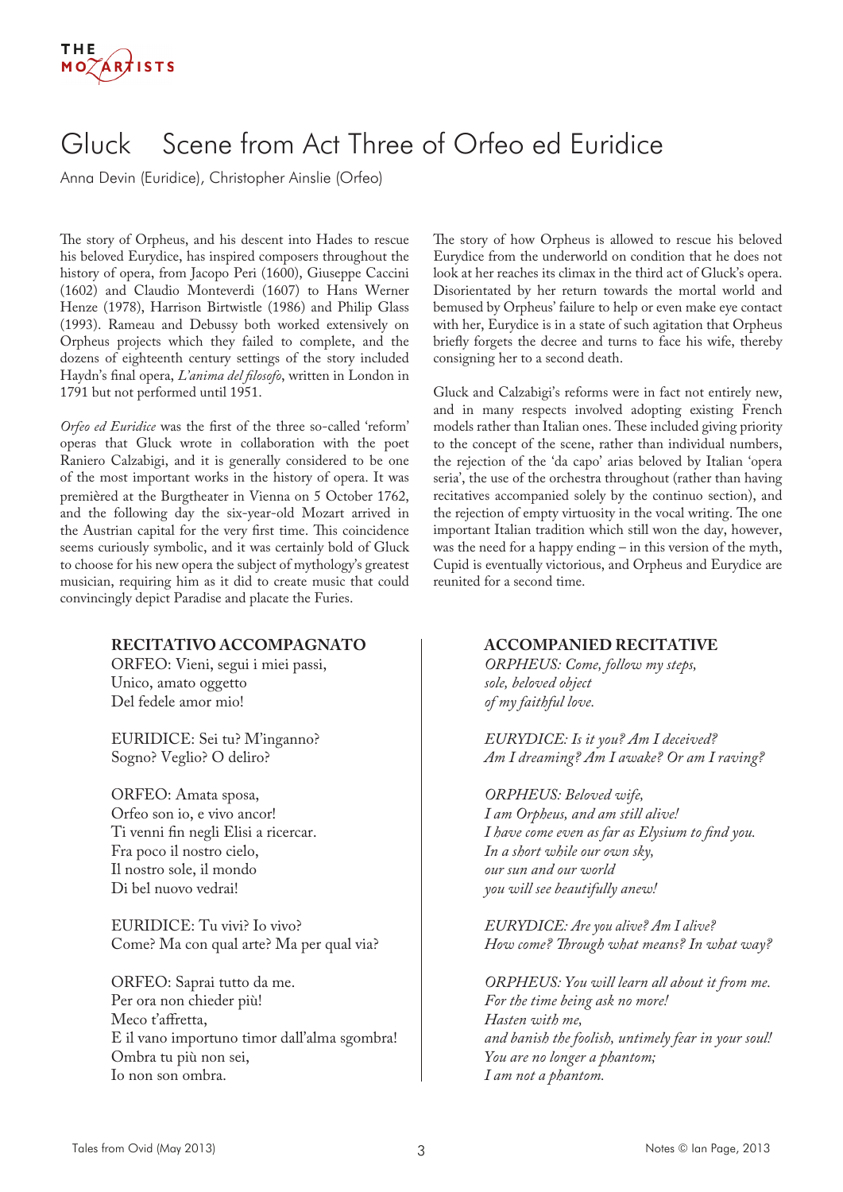# Gluck Scene from Act Three of Orfeo ed Euridice

Anna Devin (Euridice), Christopher Ainslie (Orfeo)

The story of Orpheus, and his descent into Hades to rescue his beloved Eurydice, has inspired composers throughout the history of opera, from Jacopo Peri (1600), Giuseppe Caccini (1602) and Claudio Monteverdi (1607) to Hans Werner Henze (1978), Harrison Birtwistle (1986) and Philip Glass (1993). Rameau and Debussy both worked extensively on Orpheus projects which they failed to complete, and the dozens of eighteenth century settings of the story included Haydn's final opera, *L'anima del filosofo*, written in London in 1791 but not performed until 1951.

*Orfeo ed Euridice* was the first of the three so-called 'reform' operas that Gluck wrote in collaboration with the poet Raniero Calzabigi, and it is generally considered to be one of the most important works in the history of opera. It was premièred at the Burgtheater in Vienna on 5 October 1762, and the following day the six-year-old Mozart arrived in the Austrian capital for the very first time. This coincidence seems curiously symbolic, and it was certainly bold of Gluck to choose for his new opera the subject of mythology's greatest musician, requiring him as it did to create music that could convincingly depict Paradise and placate the Furies.

The story of how Orpheus is allowed to rescue his beloved Eurydice from the underworld on condition that he does not look at her reaches its climax in the third act of Gluck's opera. Disorientated by her return towards the mortal world and bemused by Orpheus' failure to help or even make eye contact with her, Eurydice is in a state of such agitation that Orpheus briefly forgets the decree and turns to face his wife, thereby consigning her to a second death.

Gluck and Calzabigi's reforms were in fact not entirely new, and in many respects involved adopting existing French models rather than Italian ones. These included giving priority to the concept of the scene, rather than individual numbers, the rejection of the 'da capo' arias beloved by Italian 'opera seria', the use of the orchestra throughout (rather than having recitatives accompanied solely by the continuo section), and the rejection of empty virtuosity in the vocal writing. The one important Italian tradition which still won the day, however, was the need for a happy ending – in this version of the myth, Cupid is eventually victorious, and Orpheus and Eurydice are reunited for a second time.

**RECITATIVO ACCOMPAGNATO**

ORFEO: Vieni, segui i miei passi,
Unico, amato oggetto
Del fedele amor mio!

EURIDICE: Sei tu? M'inganno?
Sogno? Veglio? O deliro?

ORFEO: Amata sposa,
Orfeo son io, e vivo ancor!
Ti venni fin negli Elisi a ricercar.
Fra poco il nostro cielo,
Il nostro sole, il mondo
Di bel nuovo vedrai!

EURIDICE: Tu vivi? Io vivo?
Come? Ma con qual arte? Ma per qual via?

ORFEO: Saprai tutto da me.
Per ora non chieder più!
Meco t'affretta,
E il vano importuno timor dall'alma sgombra!
Ombra tu più non sei,
Io non son ombra.

**ACCOMPANIED RECITATIVE**

*ORPHEUS: Come, follow my steps,*
*sole, beloved object*
*of my faithful love.*

*EURYDICE: Is it you? Am I deceived?*
*Am I dreaming? Am I awake? Or am I raving?*

*ORPHEUS: Beloved wife,*
*I am Orpheus, and am still alive!*
*I have come even as far as Elysium to find you.*
*In a short while our own sky,*
*our sun and our world*
*you will see beautifully anew!*

*EURYDICE: Are you alive? Am I alive?*
*How come? Through what means? In what way?*

*ORPHEUS: You will learn all about it from me.*
*For the time being ask no more!*
*Hasten with me,*
*and banish the foolish, untimely fear in your soul!*
*You are no longer a phantom;*
*I am not a phantom.*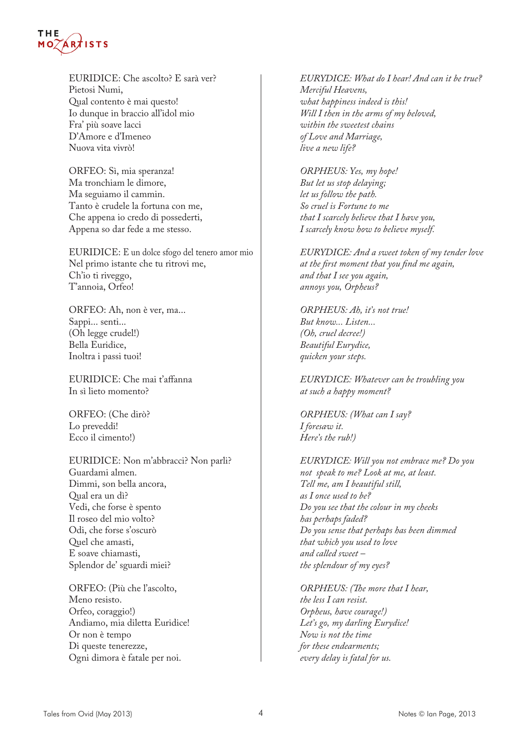EURIDICE: Che ascolto? E sarà ver?
Pietosi Numi,
Qual contento è mai questo!
Io dunque in braccio all'idol mio
Fra' più soave lacci
D'Amore e d'Imeneo
Nuova vita vivrò!

*EURYDICE: What do I hear! And can it be true?*
*Merciful Heavens,*
*what happiness indeed is this!*
*Will I then in the arms of my beloved,*
*within the sweetest chains*
*of Love and Marriage,*
*live a new life?*

ORFEO: Sì, mia speranza!
Ma tronchiam le dimore,
Ma seguiamo il cammin.
Tanto è crudele la fortuna con me,
Che appena io credo di possederti,
Appena so dar fede a me stesso.

*ORPHEUS: Yes, my hope!*
*But let us stop delaying;*
*let us follow the path.*
*So cruel is Fortune to me*
*that I scarcely believe that I have you,*
*I scarcely know how to believe myself.*

EURIDICE: E un dolce sfogo del tenero amor mio
Nel primo istante che tu ritrovi me,
Ch'io ti riveggo,
T'annoia, Orfeo!

*EURYDICE: And a sweet token of my tender love*
*at the first moment that you find me again,*
*and that I see you again,*
*annoys you, Orpheus?*

ORFEO: Ah, non è ver, ma...
Sappi... senti...
(Oh legge crudel!)
Bella Euridice,
Inoltra i passi tuoi!

*ORPHEUS: Ah, it's not true!*
*But know... Listen...*
*(Oh, cruel decree!)*
*Beautiful Eurydice,*
*quicken your steps.*

EURIDICE: Che mai t'affanna
In sì lieto momento?

*EURYDICE: Whatever can be troubling you*
*at such a happy moment?*

ORFEO: (Che dirò?
Lo preveddi!
Ecco il cimento!)

*ORPHEUS: (What can I say?*
*I foresaw it.*
*Here's the rub!)*

EURIDICE: Non m'abbracci? Non parli?
Guardami almen.
Dimmi, son bella ancora,
Qual era un dì?
Vedi, che forse è spento
Il roseo del mio volto?
Odi, che forse s'oscurò
Quel che amasti,
E soave chiamasti,
Splendor de' sguardi miei?

*EURYDICE: Will you not embrace me? Do you*
*not speak to me? Look at me, at least.*
*Tell me, am I beautiful still,*
*as I once used to be?*
*Do you see that the colour in my cheeks*
*has perhaps faded?*
*Do you sense that perhaps has been dimmed*
*that which you used to love*
*and called sweet –*
*the splendour of my eyes?*

ORFEO: (Più che l'ascolto,
Meno resisto.
Orfeo, coraggio!)
Andiamo, mia diletta Euridice!
Or non è tempo
Di queste tenerezze,
Ogni dimora è fatale per noi.

*ORPHEUS: (The more that I hear,*
*the less I can resist.*
*Orpheus, have courage!)*
*Let's go, my darling Eurydice!*
*Now is not the time*
*for these endearments;*
*every delay is fatal for us.*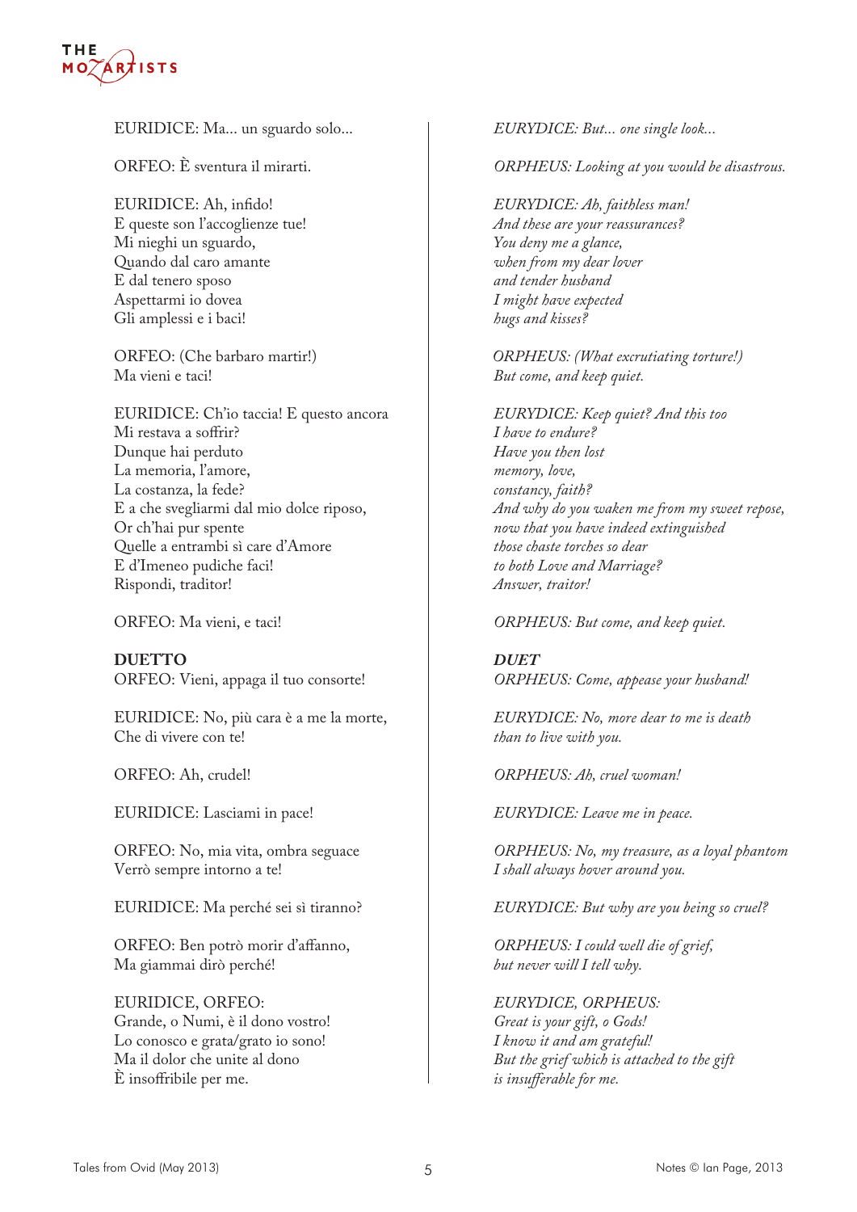EURIDICE: Ma... un sguardo solo...

ORFEO: È sventura il mirarti.

EURIDICE: Ah, infido!
E queste son l'accoglienze tue!
Mi nieghi un sguardo,
Quando dal caro amante
E dal tenero sposo
Aspettarmi io dovea
Gli amplessi e i baci!

ORFEO: (Che barbaro martir!)
Ma vieni e taci!

EURIDICE: Ch'io taccia! E questo ancora
Mi restava a soffrir?
Dunque hai perduto
La memoria, l'amore,
La costanza, la fede?
E a che svegliarmi dal mio dolce riposo,
Or ch'hai pur spente
Quelle a entrambi sì care d'Amore
E d'Imeneo pudiche faci!
Rispondi, traditor!

ORFEO: Ma vieni, e taci!

**DUETTO**
ORFEO: Vieni, appaga il tuo consorte!

EURIDICE: No, più cara è a me la morte,
Che di vivere con te!

ORFEO: Ah, crudel!

EURIDICE: Lasciami in pace!

ORFEO: No, mia vita, ombra seguace
Verrò sempre intorno a te!

EURIDICE: Ma perché sei sì tiranno?

ORFEO: Ben potrò morir d'affanno,
Ma giammai dirò perché!

EURIDICE, ORFEO:
Grande, o Numi, è il dono vostro!
Lo conosco e grata/grato io sono!
Ma il dolor che unite al dono
È insoffribile per me.

*EURYDICE: But... one single look...*

*ORPHEUS: Looking at you would be disastrous.*

*EURYDICE: Ah, faithless man!*
*And these are your reassurances?*
*You deny me a glance,*
*when from my dear lover*
*and tender husband*
*I might have expected*
*hugs and kisses?*

*ORPHEUS: (What excrutiating torture!)*
*But come, and keep quiet.*

*EURYDICE: Keep quiet? And this too*
*I have to endure?*
*Have you then lost*
*memory, love,*
*constancy, faith?*
*And why do you waken me from my sweet repose,*
*now that you have indeed extinguished*
*those chaste torches so dear*
*to both Love and Marriage?*
*Answer, traitor!*

*ORPHEUS: But come, and keep quiet.*

***DUET***
*ORPHEUS: Come, appease your husband!*

*EURYDICE: No, more dear to me is death*
*than to live with you.*

*ORPHEUS: Ah, cruel woman!*

*EURYDICE: Leave me in peace.*

*ORPHEUS: No, my treasure, as a loyal phantom*
*I shall always hover around you.*

*EURYDICE: But why are you being so cruel?*

*ORPHEUS: I could well die of grief,*
*but never will I tell why.*

*EURYDICE, ORPHEUS:*
*Great is your gift, o Gods!*
*I know it and am grateful!*
*But the grief which is attached to the gift*
*is insufferable for me.*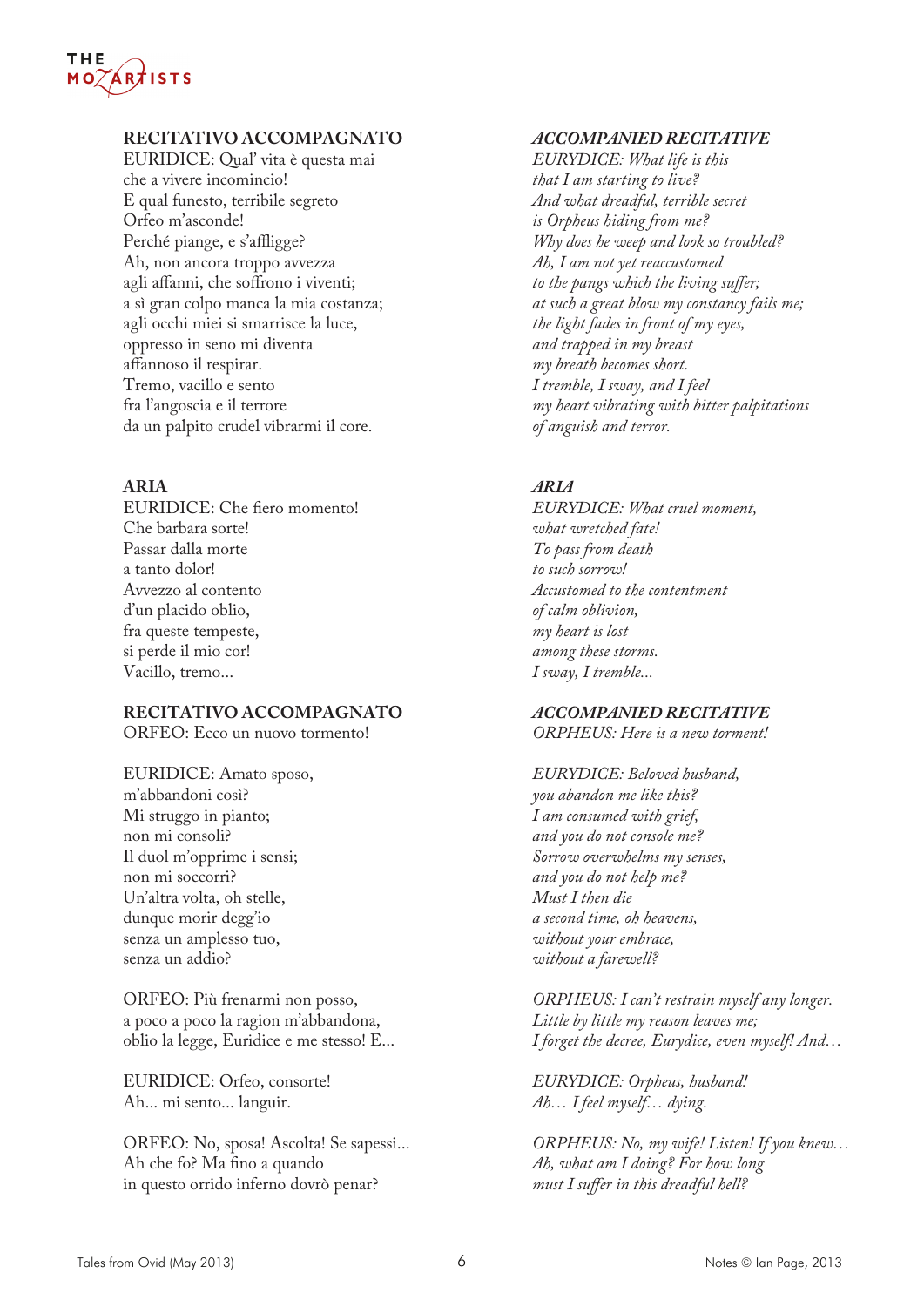**RECITATIVO ACCOMPAGNATO**
EURIDICE: Qual' vita è questa mai
che a vivere incomincio!
E qual funesto, terribile segreto
Orfeo m'asconde!
Perché piange, e s'affligge?
Ah, non ancora troppo avvezza
agli affanni, che soffrono i viventi;
a sì gran colpo manca la mia costanza;
agli occhi miei si smarrisce la luce,
oppresso in seno mi diventa
affannoso il respirar.
Tremo, vacillo e sento
fra l'angoscia e il terrore
da un palpito crudel vibrarmi il core.

**ARIA**
EURIDICE: Che fiero momento!
Che barbara sorte!
Passar dalla morte
a tanto dolor!
Avvezzo al contento
d'un placido oblio,
fra queste tempeste,
si perde il mio cor!
Vacillo, tremo...

**RECITATIVO ACCOMPAGNATO**
ORFEO: Ecco un nuovo tormento!

EURIDICE: Amato sposo,
m'abbandoni così?
Mi struggo in pianto;
non mi consoli?
Il duol m'opprime i sensi;
non mi soccorri?
Un'altra volta, oh stelle,
dunque morir degg'io
senza un amplesso tuo,
senza un addio?

ORFEO: Più frenarmi non posso,
a poco a poco la ragion m'abbandona,
oblio la legge, Euridice e me stesso! E...

EURIDICE: Orfeo, consorte!
Ah... mi sento... languir.

ORFEO: No, sposa! Ascolta! Se sapessi...
Ah che fo? Ma fino a quando
in questo orrido inferno dovrò penar?

***ACCOMPANIED RECITATIVE***
*EURYDICE: What life is this*
*that I am starting to live?*
*And what dreadful, terrible secret*
*is Orpheus hiding from me?*
*Why does he weep and look so troubled?*
*Ah, I am not yet reaccustomed*
*to the pangs which the living suffer;*
*at such a great blow my constancy fails me;*
*the light fades in front of my eyes,*
*and trapped in my breast*
*my breath becomes short.*
*I tremble, I sway, and I feel*
*my heart vibrating with bitter palpitations*
*of anguish and terror.*

***ARIA***
*EURYDICE: What cruel moment,*
*what wretched fate!*
*To pass from death*
*to such sorrow!*
*Accustomed to the contentment*
*of calm oblivion,*
*my heart is lost*
*among these storms.*
*I sway, I tremble...*

***ACCOMPANIED RECITATIVE***
*ORPHEUS: Here is a new torment!*

*EURYDICE: Beloved husband,*
*you abandon me like this?*
*I am consumed with grief,*
*and you do not console me?*
*Sorrow overwhelms my senses,*
*and you do not help me?*
*Must I then die*
*a second time, oh heavens,*
*without your embrace,*
*without a farewell?*

*ORPHEUS: I can't restrain myself any longer.*
*Little by little my reason leaves me;*
*I forget the decree, Eurydice, even myself! And…*

*EURYDICE: Orpheus, husband!*
*Ah… I feel myself… dying.*

*ORPHEUS: No, my wife! Listen! If you knew…*
*Ah, what am I doing? For how long*
*must I suffer in this dreadful hell?*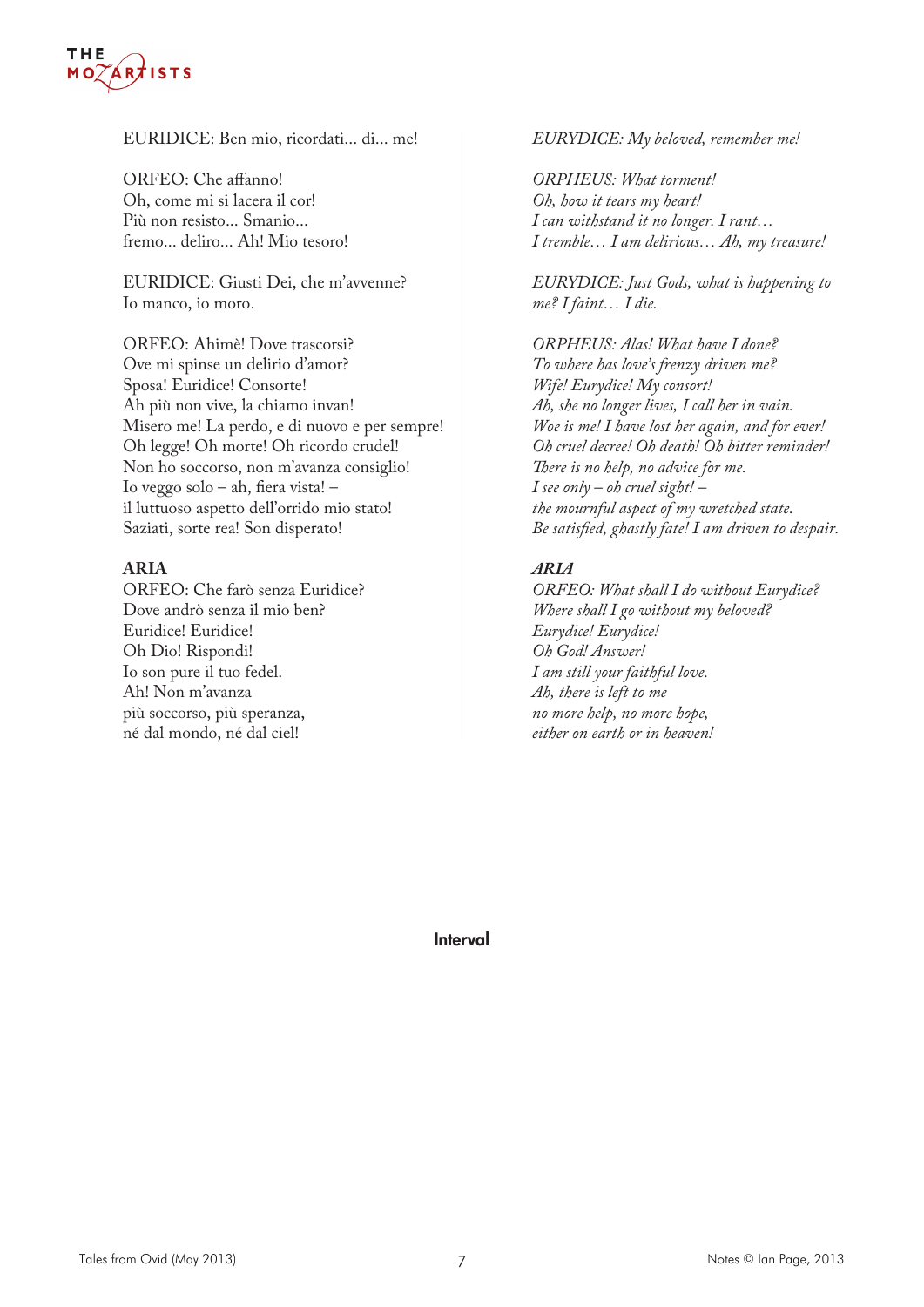EURIDICE: Ben mio, ricordati... di... me!

ORFEO: Che affanno!
Oh, come mi si lacera il cor!
Più non resisto... Smanio...
fremo... deliro... Ah! Mio tesoro!

EURIDICE: Giusti Dei, che m'avvenne?
Io manco, io moro.

ORFEO: Ahimè! Dove trascorsi?
Ove mi spinse un delirio d'amor?
Sposa! Euridice! Consorte!
Ah più non vive, la chiamo invan!
Misero me! La perdo, e di nuovo e per sempre!
Oh legge! Oh morte! Oh ricordo crudel!
Non ho soccorso, non m'avanza consiglio!
Io veggo solo – ah, fiera vista! –
il luttuoso aspetto dell'orrido mio stato!
Saziati, sorte rea! Son disperato!

**ARIA**
ORFEO: Che farò senza Euridice?
Dove andrò senza il mio ben?
Euridice! Euridice!
Oh Dio! Rispondi!
Io son pure il tuo fedel.
Ah! Non m'avanza
più soccorso, più speranza,
né dal mondo, né dal ciel!

*EURYDICE: My beloved, remember me!*

*ORPHEUS: What torment!*
*Oh, how it tears my heart!*
*I can withstand it no longer. I rant…*
*I tremble… I am delirious… Ah, my treasure!*

*EURYDICE: Just Gods, what is happening to me? I faint… I die.*

*ORPHEUS: Alas! What have I done?*
*To where has love's frenzy driven me?*
*Wife! Eurydice! My consort!*
*Ah, she no longer lives, I call her in vain.*
*Woe is me! I have lost her again, and for ever!*
*Oh cruel decree! Oh death! Oh bitter reminder!*
*There is no help, no advice for me.*
*I see only – oh cruel sight! –*
*the mournful aspect of my wretched state.*
*Be satisfied, ghastly fate! I am driven to despair.*

***ARIA***
*ORFEO: What shall I do without Eurydice?*
*Where shall I go without my beloved?*
*Eurydice! Eurydice!*
*Oh God! Answer!*
*I am still your faithful love.*
*Ah, there is left to me*
*no more help, no more hope,*
*either on earth or in heaven!*

**Interval**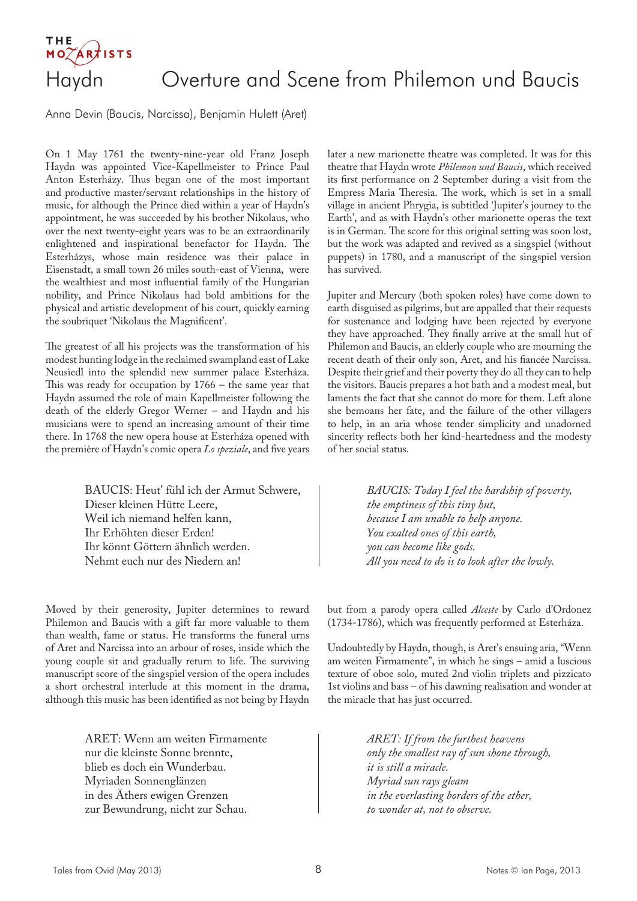# Haydn — Overture and Scene from Philemon und Baucis

Anna Devin (Baucis, Narcissa), Benjamin Hulett (Aret)

On 1 May 1761 the twenty-nine-year old Franz Joseph Haydn was appointed Vice-Kapellmeister to Prince Paul Anton Esterházy. Thus began one of the most important and productive master/servant relationships in the history of music, for although the Prince died within a year of Haydn's appointment, he was succeeded by his brother Nikolaus, who over the next twenty-eight years was to be an extraordinarily enlightened and inspirational benefactor for Haydn. The Esterházys, whose main residence was their palace in Eisenstadt, a small town 26 miles south-east of Vienna, were the wealthiest and most influential family of the Hungarian nobility, and Prince Nikolaus had bold ambitions for the physical and artistic development of his court, quickly earning the soubriquet 'Nikolaus the Magnificent'.

The greatest of all his projects was the transformation of his modest hunting lodge in the reclaimed swampland east of Lake Neusiedl into the splendid new summer palace Esterháza. This was ready for occupation by 1766 – the same year that Haydn assumed the role of main Kapellmeister following the death of the elderly Gregor Werner – and Haydn and his musicians were to spend an increasing amount of their time there. In 1768 the new opera house at Esterháza opened with the première of Haydn's comic opera *Lo speziale*, and five years later a new marionette theatre was completed. It was for this theatre that Haydn wrote *Philemon und Baucis*, which received its first performance on 2 September during a visit from the Empress Maria Theresia. The work, which is set in a small village in ancient Phrygia, is subtitled 'Jupiter's journey to the Earth', and as with Haydn's other marionette operas the text is in German. The score for this original setting was soon lost, but the work was adapted and revived as a singspiel (without puppets) in 1780, and a manuscript of the singspiel version has survived.

Jupiter and Mercury (both spoken roles) have come down to earth disguised as pilgrims, but are appalled that their requests for sustenance and lodging have been rejected by everyone they have approached. They finally arrive at the small hut of Philemon and Baucis, an elderly couple who are mourning the recent death of their only son, Aret, and his fiancée Narcissa. Despite their grief and their poverty they do all they can to help the visitors. Baucis prepares a hot bath and a modest meal, but laments the fact that she cannot do more for them. Left alone she bemoans her fate, and the failure of the other villagers to help, in an aria whose tender simplicity and unadorned sincerity reflects both her kind-heartedness and the modesty of her social status.

BAUCIS: Heut' fühl ich der Armut Schwere,  
Dieser kleinen Hütte Leere,  
Weil ich niemand helfen kann,  
Ihr Erhöhten dieser Erden!  
Ihr könnt Göttern ähnlich werden.  
Nehmt euch nur des Niedern an!

*BAUCIS: Today I feel the hardship of poverty,*  
*the emptiness of this tiny hut,*  
*because I am unable to help anyone.*  
*You exalted ones of this earth,*  
*you can become like gods.*  
*All you need to do is to look after the lowly.*

Moved by their generosity, Jupiter determines to reward Philemon and Baucis with a gift far more valuable to them than wealth, fame or status. He transforms the funeral urns of Aret and Narcissa into an arbour of roses, inside which the young couple sit and gradually return to life. The surviving manuscript score of the singspiel version of the opera includes a short orchestral interlude at this moment in the drama, although this music has been identified as not being by Haydn but from a parody opera called *Alceste* by Carlo d'Ordonez (1734-1786), which was frequently performed at Esterháza.

Undoubtedly by Haydn, though, is Aret's ensuing aria, "Wenn am weiten Firmamente", in which he sings – amid a luscious texture of oboe solo, muted 2nd violin triplets and pizzicato 1st violins and bass – of his dawning realisation and wonder at the miracle that has just occurred.

ARET: Wenn am weiten Firmamente  
nur die kleinste Sonne brennte,  
blieb es doch ein Wunderbau.  
Myriaden Sonnenglänzen  
in des Äthers ewigen Grenzen  
zur Bewundrung, nicht zur Schau.

*ARET: If from the furthest heavens*  
*only the smallest ray of sun shone through,*  
*it is still a miracle.*  
*Myriad sun rays gleam*  
*in the everlasting borders of the ether,*  
*to wonder at, not to observe.*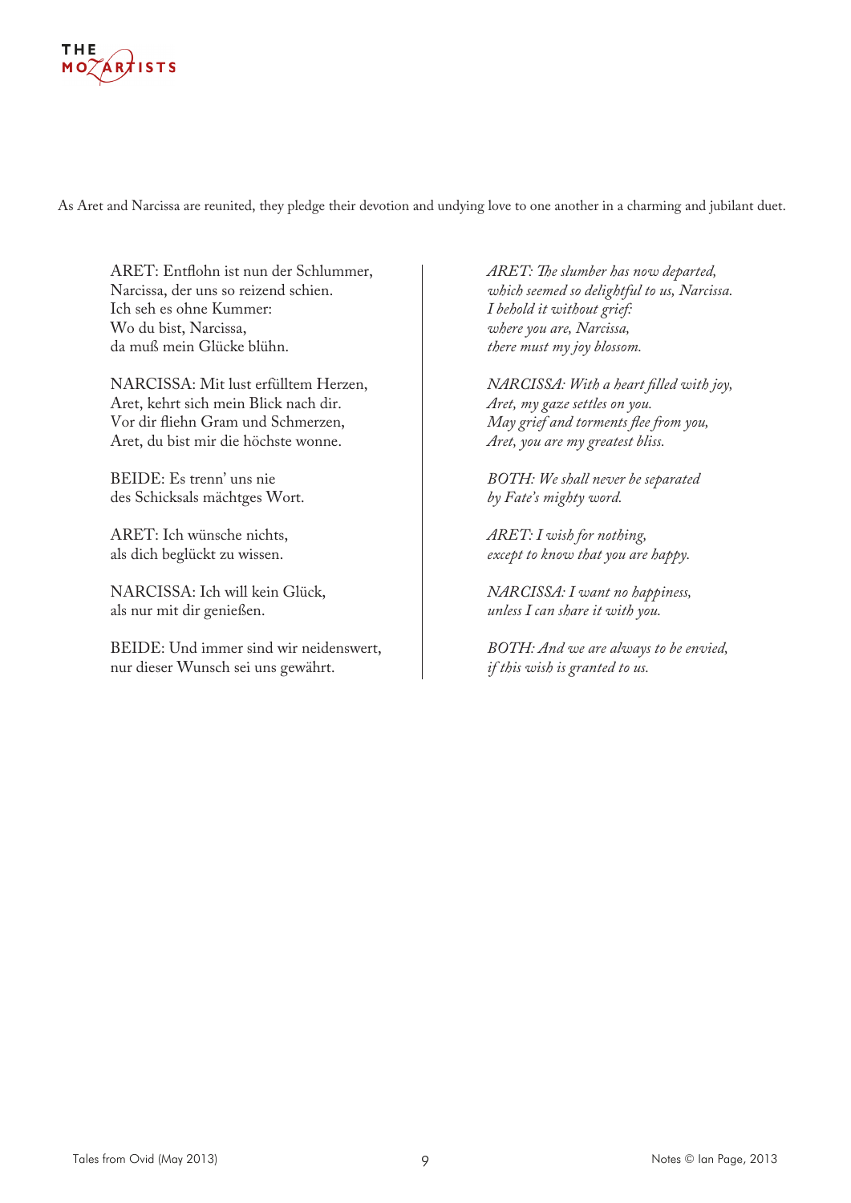As Aret and Narcissa are reunited, they pledge their devotion and undying love to one another in a charming and jubilant duet.

ARET: Entflohn ist nun der Schlummer,
Narcissa, der uns so reizend schien.
Ich seh es ohne Kummer:
Wo du bist, Narcissa,
da muß mein Glücke blühn.

NARCISSA: Mit lust erfülltem Herzen,
Aret, kehrt sich mein Blick nach dir.
Vor dir fliehn Gram und Schmerzen,
Aret, du bist mir die höchste wonne.

BEIDE: Es trenn' uns nie
des Schicksals mächtges Wort.

ARET: Ich wünsche nichts,
als dich beglückt zu wissen.

NARCISSA: Ich will kein Glück,
als nur mit dir genießen.

BEIDE: Und immer sind wir neidenswert,
nur dieser Wunsch sei uns gewährt.

*ARET: The slumber has now departed,*
*which seemed so delightful to us, Narcissa.*
*I behold it without grief:*
*where you are, Narcissa,*
*there must my joy blossom.*

*NARCISSA: With a heart filled with joy,*
*Aret, my gaze settles on you.*
*May grief and torments flee from you,*
*Aret, you are my greatest bliss.*

*BOTH: We shall never be separated*
*by Fate's mighty word.*

*ARET: I wish for nothing,*
*except to know that you are happy.*

*NARCISSA: I want no happiness,*
*unless I can share it with you.*

*BOTH: And we are always to be envied,*
*if this wish is granted to us.*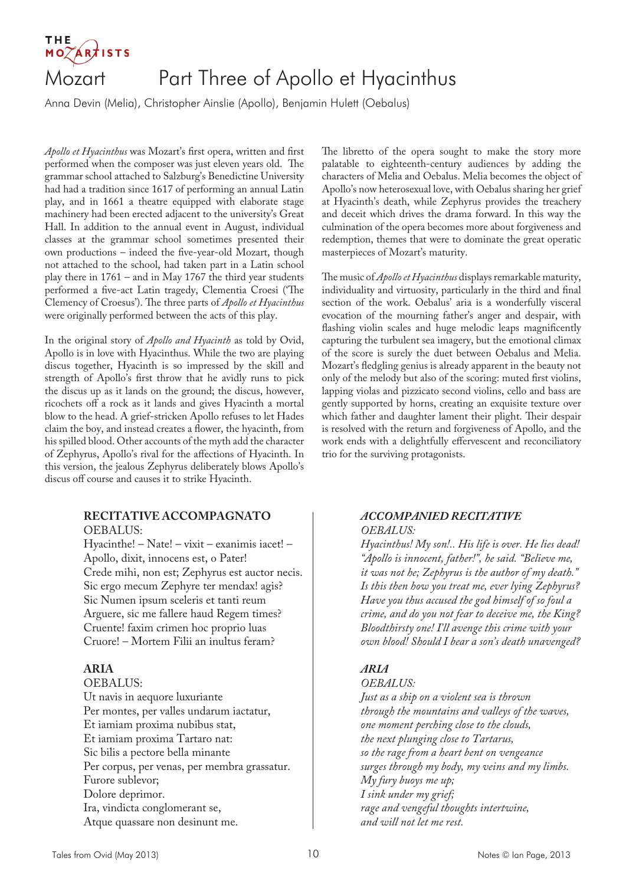THE MOZARTISTS

# Mozart — Part Three of Apollo et Hyacinthus

Anna Devin (Melia), Christopher Ainslie (Apollo), Benjamin Hulett (Oebalus)

*Apollo et Hyacinthus* was Mozart's first opera, written and first performed when the composer was just eleven years old. The grammar school attached to Salzburg's Benedictine University had had a tradition since 1617 of performing an annual Latin play, and in 1661 a theatre equipped with elaborate stage machinery had been erected adjacent to the university's Great Hall. In addition to the annual event in August, individual classes at the grammar school sometimes presented their own productions – indeed the five-year-old Mozart, though not attached to the school, had taken part in a Latin school play there in 1761 – and in May 1767 the third year students performed a five-act Latin tragedy, Clementia Croesi ('The Clemency of Croesus'). The three parts of *Apollo et Hyacinthus* were originally performed between the acts of this play.

In the original story of *Apollo and Hyacinth* as told by Ovid, Apollo is in love with Hyacinthus. While the two are playing discus together, Hyacinth is so impressed by the skill and strength of Apollo's first throw that he avidly runs to pick the discus up as it lands on the ground; the discus, however, ricochets off a rock as it lands and gives Hyacinth a mortal blow to the head. A grief-stricken Apollo refuses to let Hades claim the boy, and instead creates a flower, the hyacinth, from his spilled blood. Other accounts of the myth add the character of Zephyrus, Apollo's rival for the affections of Hyacinth. In this version, the jealous Zephyrus deliberately blows Apollo's discus off course and causes it to strike Hyacinth.

The libretto of the opera sought to make the story more palatable to eighteenth-century audiences by adding the characters of Melia and Oebalus. Melia becomes the object of Apollo's now heterosexual love, with Oebalus sharing her grief at Hyacinth's death, while Zephyrus provides the treachery and deceit which drives the drama forward. In this way the culmination of the opera becomes more about forgiveness and redemption, themes that were to dominate the great operatic masterpieces of Mozart's maturity.

The music of *Apollo et Hyacinthus* displays remarkable maturity, individuality and virtuosity, particularly in the third and final section of the work. Oebalus' aria is a wonderfully visceral evocation of the mourning father's anger and despair, with flashing violin scales and huge melodic leaps magnificently capturing the turbulent sea imagery, but the emotional climax of the score is surely the duet between Oebalus and Melia. Mozart's fledgling genius is already apparent in the beauty not only of the melody but also of the scoring: muted first violins, lapping violas and pizzicato second violins, cello and bass are gently supported by horns, creating an exquisite texture over which father and daughter lament their plight. Their despair is resolved with the return and forgiveness of Apollo, and the work ends with a delightfully effervescent and reconciliatory trio for the surviving protagonists.

### RECITATIVE ACCOMPAGNATO

OEBALUS:
Hyacinthe! – Nate! – vixit – exanimis iacet! –
Apollo, dixit, innocens est, o Pater!
Crede mihi, non est; Zephyrus est auctor necis.
Sic ergo mecum Zephyre ter mendax! agis?
Sic Numen ipsum sceleris et tanti reum
Arguere, sic me fallere haud Regem times?
Cruente! faxim crimen hoc proprio luas
Cruore! – Mortem Filii an inultus feram?

### *ACCOMPANIED RECITATIVE*

*OEBALUS:*
*Hyacinthus! My son!.. His life is over. He lies dead!*
*"Apollo is innocent, father!", he said. "Believe me,*
*it was not he; Zephyrus is the author of my death."*
*Is this then how you treat me, ever lying Zephyrus?*
*Have you thus accused the god himself of so foul a*
*crime, and do you not fear to deceive me, the King?*
*Bloodthirsty one! I'll avenge this crime with your*
*own blood! Should I bear a son's death unavenged?*

### ARIA

OEBALUS:
Ut navis in aequore luxuriante
Per montes, per valles undarum iactatur,
Et iamiam proxima nubibus stat,
Et iamiam proxima Tartaro nat:
Sic bilis a pectore bella minante
Per corpus, per venas, per membra grassatur.
Furore sublevor;
Dolore deprimor.
Ira, vindicta conglomerant se,
Atque quassare non desinunt me.

### *ARIA*

*OEBALUS:*
*Just as a ship on a violent sea is thrown*
*through the mountains and valleys of the waves,*
*one moment perching close to the clouds,*
*the next plunging close to Tartarus,*
*so the rage from a heart bent on vengeance*
*surges through my body, my veins and my limbs.*
*My fury buoys me up;*
*I sink under my grief;*
*rage and vengeful thoughts intertwine,*
*and will not let me rest.*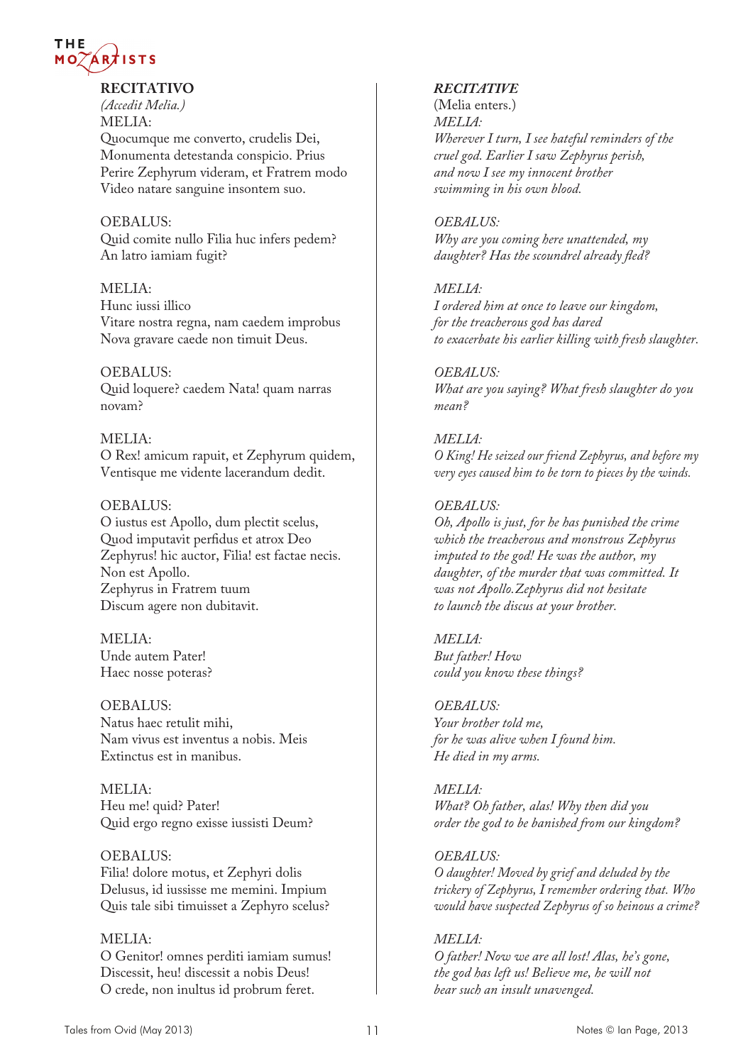**RECITATIVO**

*(Accedit Melia.)*

MELIA:
Quocumque me converto, crudelis Dei,
Monumenta detestanda conspicio. Prius
Perire Zephyrum videram, et Fratrem modo
Video natare sanguine insontem suo.

OEBALUS:
Quid comite nullo Filia huc infers pedem?
An latro iamiam fugit?

MELIA:
Hunc iussi illico
Vitare nostra regna, nam caedem improbus
Nova gravare caede non timuit Deus.

OEBALUS:
Quid loquere? caedem Nata! quam narras novam?

MELIA:
O Rex! amicum rapuit, et Zephyrum quidem,
Ventisque me vidente lacerandum dedit.

OEBALUS:
O iustus est Apollo, dum plectit scelus,
Quod imputavit perfidus et atrox Deo
Zephyrus! hic auctor, Filia! est factae necis.
Non est Apollo.
Zephyrus in Fratrem tuum
Discum agere non dubitavit.

MELIA:
Unde autem Pater!
Haec nosse poteras?

OEBALUS:
Natus haec retulit mihi,
Nam vivus est inventus a nobis. Meis
Extinctus est in manibus.

MELIA:
Heu me! quid? Pater!
Quid ergo regno exisse iussisti Deum?

OEBALUS:
Filia! dolore motus, et Zephyri dolis
Delusus, id iussisse me memini. Impium
Quis tale sibi timuisset a Zephyro scelus?

MELIA:
O Genitor! omnes perditi iamiam sumus!
Discessit, heu! discessit a nobis Deus!
O crede, non inultus id probrum feret.

***RECITATIVE***

(Melia enters.)

*MELIA:*
*Wherever I turn, I see hateful reminders of the cruel god. Earlier I saw Zephyrus perish, and now I see my innocent brother swimming in his own blood.*

*OEBALUS:*
*Why are you coming here unattended, my daughter? Has the scoundrel already fled?*

*MELIA:*
*I ordered him at once to leave our kingdom, for the treacherous god has dared to exacerbate his earlier killing with fresh slaughter.*

*OEBALUS:*
*What are you saying? What fresh slaughter do you mean?*

*MELIA:*
*O King! He seized our friend Zephyrus, and before my very eyes caused him to be torn to pieces by the winds.*

*OEBALUS:*
*Oh, Apollo is just, for he has punished the crime which the treacherous and monstrous Zephyrus imputed to the god! He was the author, my daughter, of the murder that was committed. It was not Apollo.Zephyrus did not hesitate to launch the discus at your brother.*

*MELIA:*
*But father! How could you know these things?*

*OEBALUS:*
*Your brother told me, for he was alive when I found him. He died in my arms.*

*MELIA:*
*What? Oh father, alas! Why then did you order the god to be banished from our kingdom?*

*OEBALUS:*
*O daughter! Moved by grief and deluded by the trickery of Zephyrus, I remember ordering that. Who would have suspected Zephyrus of so heinous a crime?*

*MELIA:*
*O father! Now we are all lost! Alas, he's gone, the god has left us! Believe me, he will not bear such an insult unavenged.*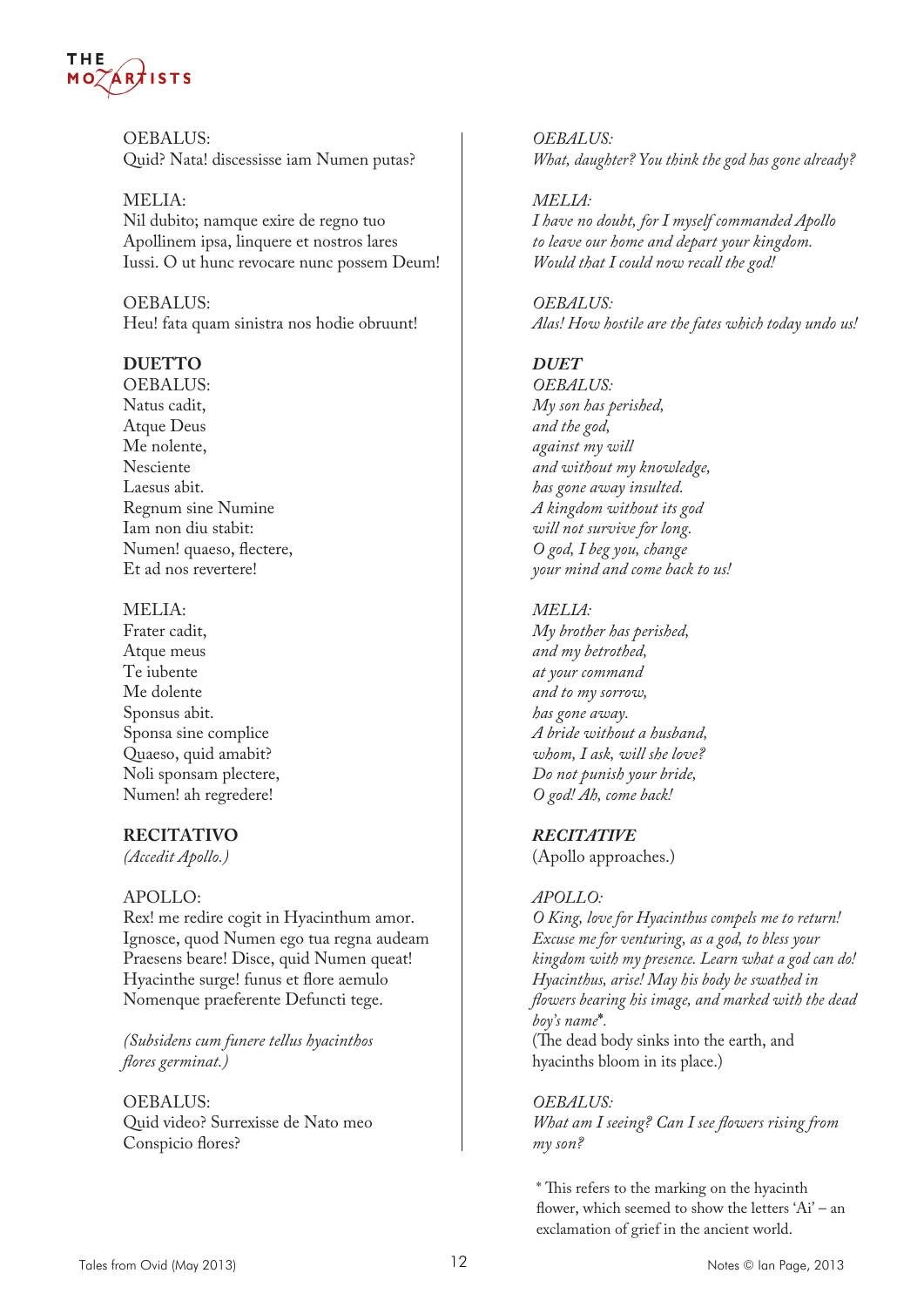OEBALUS:
Quid? Nata! discessisse iam Numen putas?

MELIA:
Nil dubito; namque exire de regno tuo
Apollinem ipsa, linquere et nostros lares
Iussi. O ut hunc revocare nunc possem Deum!

OEBALUS:
Heu! fata quam sinistra nos hodie obruunt!

**DUETTO**
OEBALUS:
Natus cadit,
Atque Deus
Me nolente,
Nesciente
Laesus abit.
Regnum sine Numine
Iam non diu stabit:
Numen! quaeso, flectere,
Et ad nos revertere!

MELIA:
Frater cadit,
Atque meus
Te iubente
Me dolente
Sponsus abit.
Sponsa sine complice
Quaeso, quid amabit?
Noli sponsam plectere,
Numen! ah regredere!

**RECITATIVO**
*(Accedit Apollo.)*

APOLLO:
Rex! me redire cogit in Hyacinthum amor.
Ignosce, quod Numen ego tua regna audeam
Praesens beare! Disce, quid Numen queat!
Hyacinthe surge! funus et flore aemulo
Nomenque praeferente Defuncti tege.

*(Subsidens cum funere tellus hyacinthos flores germinat.)*

OEBALUS:
Quid video? Surrexisse de Nato meo
Conspicio flores?

*OEBALUS:*
*What, daughter? You think the god has gone already?*

*MELIA:*
*I have no doubt, for I myself commanded Apollo*
*to leave our home and depart your kingdom.*
*Would that I could now recall the god!*

*OEBALUS:*
*Alas! How hostile are the fates which today undo us!*

***DUET***
*OEBALUS:*
*My son has perished,*
*and the god,*
*against my will*
*and without my knowledge,*
*has gone away insulted.*
*A kingdom without its god*
*will not survive for long.*
*O god, I beg you, change*
*your mind and come back to us!*

*MELIA:*
*My brother has perished,*
*and my betrothed,*
*at your command*
*and to my sorrow,*
*has gone away.*
*A bride without a husband,*
*whom, I ask, will she love?*
*Do not punish your bride,*
*O god! Ah, come back!*

***RECITATIVE***
(Apollo approaches.)

*APOLLO:*
*O King, love for Hyacinthus compels me to return!*
*Excuse me for venturing, as a god, to bless your kingdom with my presence. Learn what a god can do!*
*Hyacinthus, arise! May his body be swathed in flowers bearing his image, and marked with the dead boy's name*\*.
(The dead body sinks into the earth, and hyacinths bloom in its place.)

*OEBALUS:*
*What am I seeing? Can I see flowers rising from my son?*

\* This refers to the marking on the hyacinth flower, which seemed to show the letters 'Ai' – an exclamation of grief in the ancient world.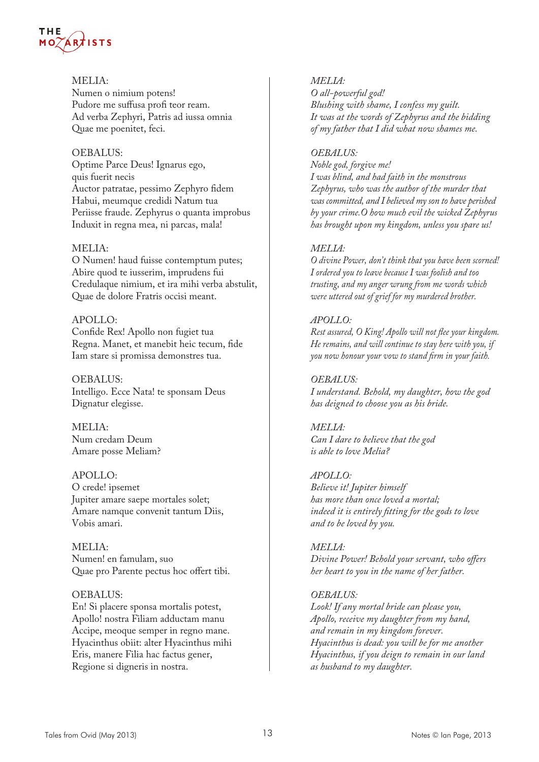MELIA:
Numen o nimium potens!
Pudore me suffusa profi teor ream.
Ad verba Zephyri, Patris ad iussa omnia
Quae me poenitet, feci.

OEBALUS:
Optime Parce Deus! Ignarus ego,
quis fuerit necis
Auctor patratae, pessimo Zephyro fidem
Habui, meumque credidi Natum tua
Periisse fraude. Zephyrus o quanta improbus
Induxit in regna mea, ni parcas, mala!

MELIA:
O Numen! haud fuisse contemptum putes;
Abire quod te iusserim, imprudens fui
Credulaque nimium, et ira mihi verba abstulit,
Quae de dolore Fratris occisi meant.

APOLLO:
Confide Rex! Apollo non fugiet tua
Regna. Manet, et manebit heic tecum, fide
Iam stare si promissa demonstres tua.

OEBALUS:
Intelligo. Ecce Nata! te sponsam Deus
Dignatur elegisse.

MELIA:
Num credam Deum
Amare posse Meliam?

APOLLO:
O crede! ipsemet
Jupiter amare saepe mortales solet;
Amare namque convenit tantum Diis,
Vobis amari.

MELIA:
Numen! en famulam, suo
Quae pro Parente pectus hoc offert tibi.

OEBALUS:
En! Si placere sponsa mortalis potest,
Apollo! nostra Filiam adductam manu
Accipe, meoque semper in regno mane.
Hyacinthus obiit: alter Hyacinthus mihi
Eris, manere Filia hac factus gener,
Regione si digneris in nostra.

*MELIA:*
*O all-powerful god!*
*Blushing with shame, I confess my guilt.*
*It was at the words of Zephyrus and the bidding of my father that I did what now shames me.*

*OEBALUS:*
*Noble god, forgive me!*
*I was blind, and had faith in the monstrous Zephyrus, who was the author of the murder that was committed, and I believed my son to have perished by your crime. O how much evil the wicked Zephyrus has brought upon my kingdom, unless you spare us!*

*MELIA:*
*O divine Power, don't think that you have been scorned! I ordered you to leave because I was foolish and too trusting, and my anger wrung from me words which were uttered out of grief for my murdered brother.*

*APOLLO:*
*Rest assured, O King! Apollo will not flee your kingdom. He remains, and will continue to stay here with you, if you now honour your vow to stand firm in your faith.*

*OEBALUS:*
*I understand. Behold, my daughter, how the god has deigned to choose you as his bride.*

*MELIA:*
*Can I dare to believe that the god is able to love Melia?*

*APOLLO:*
*Believe it! Jupiter himself has more than once loved a mortal; indeed it is entirely fitting for the gods to love and to be loved by you.*

*MELIA:*
*Divine Power! Behold your servant, who offers her heart to you in the name of her father.*

*OEBALUS:*
*Look! If any mortal bride can please you, Apollo, receive my daughter from my hand, and remain in my kingdom forever. Hyacinthus is dead: you will be for me another Hyacinthus, if you deign to remain in our land as husband to my daughter.*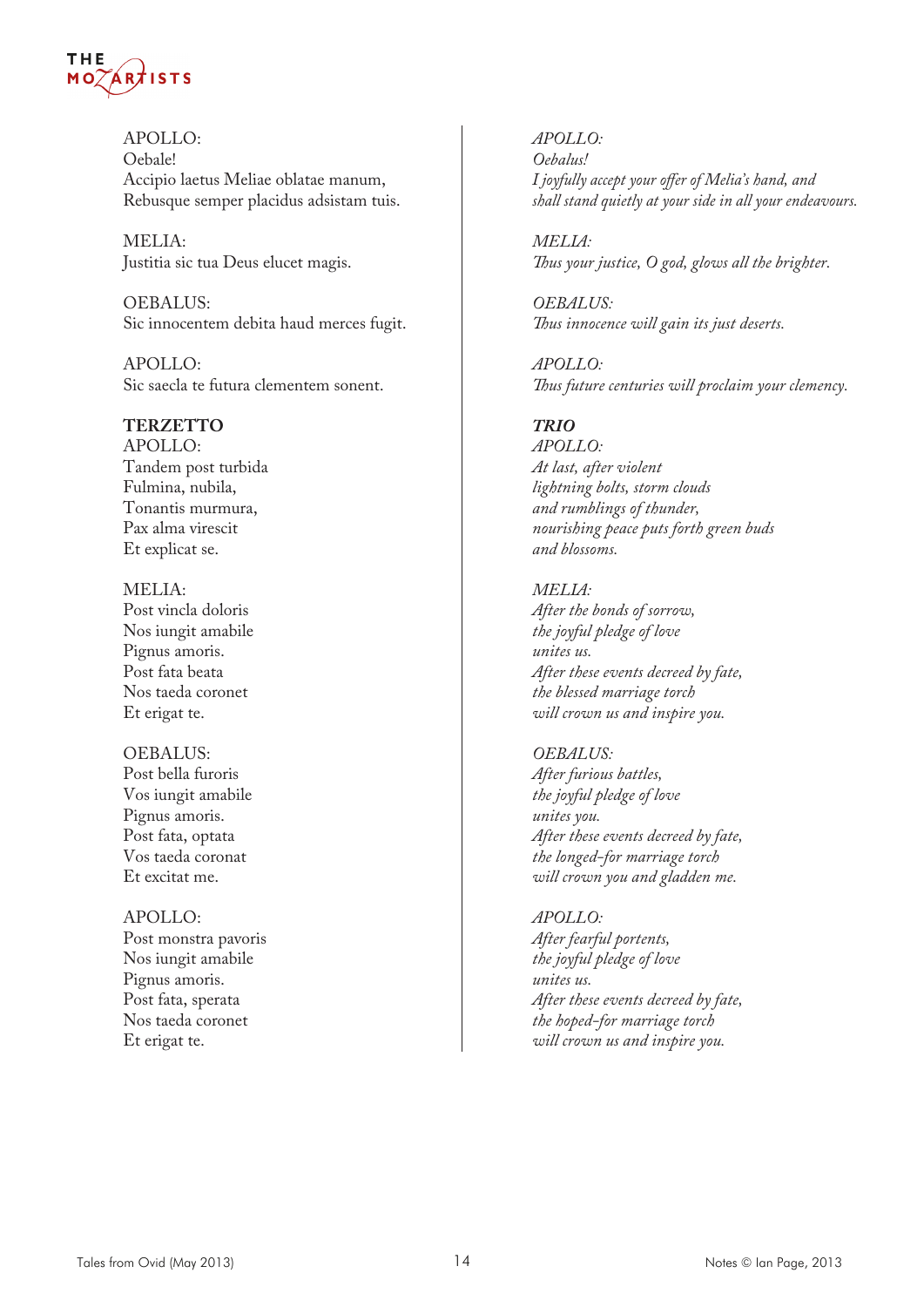APOLLO:
Oebale!
Accipio laetus Meliae oblatae manum,
Rebusque semper placidus adsistam tuis.

MELIA:
Justitia sic tua Deus elucet magis.

OEBALUS:
Sic innocentem debita haud merces fugit.

APOLLO:
Sic saecla te futura clementem sonent.

**TERZETTO**
APOLLO:
Tandem post turbida
Fulmina, nubila,
Tonantis murmura,
Pax alma virescit
Et explicat se.

MELIA:
Post vincla doloris
Nos iungit amabile
Pignus amoris.
Post fata beata
Nos taeda coronet
Et erigat te.

OEBALUS:
Post bella furoris
Vos iungit amabile
Pignus amoris.
Post fata, optata
Vos taeda coronat
Et excitat me.

APOLLO:
Post monstra pavoris
Nos iungit amabile
Pignus amoris.
Post fata, sperata
Nos taeda coronet
Et erigat te.

*APOLLO:*
*Oebalus!*
*I joyfully accept your offer of Melia's hand, and shall stand quietly at your side in all your endeavours.*

*MELIA:*
*Thus your justice, O god, glows all the brighter.*

*OEBALUS:*
*Thus innocence will gain its just deserts.*

*APOLLO:*
*Thus future centuries will proclaim your clemency.*

***TRIO***
*APOLLO:*
*At last, after violent*
*lightning bolts, storm clouds*
*and rumblings of thunder,*
*nourishing peace puts forth green buds*
*and blossoms.*

*MELIA:*
*After the bonds of sorrow,*
*the joyful pledge of love*
*unites us.*
*After these events decreed by fate,*
*the blessed marriage torch*
*will crown us and inspire you.*

*OEBALUS:*
*After furious battles,*
*the joyful pledge of love*
*unites you.*
*After these events decreed by fate,*
*the longed-for marriage torch*
*will crown you and gladden me.*

*APOLLO:*
*After fearful portents,*
*the joyful pledge of love*
*unites us.*
*After these events decreed by fate,*
*the hoped-for marriage torch*
*will crown us and inspire you.*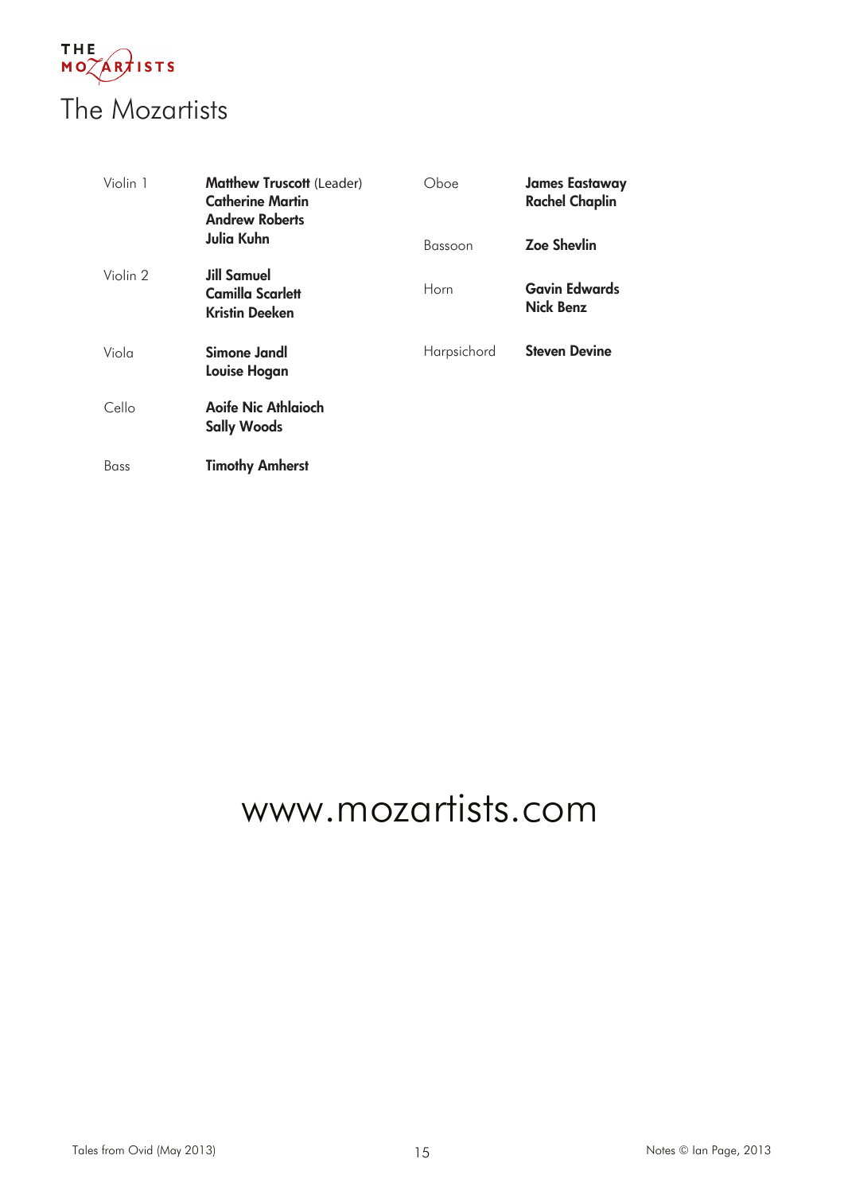THE MOZARTISTS

# The Mozartists

| | | | |
|---|---|---|---|
| Violin 1 | **Matthew Truscott** (Leader) **Catherine Martin** **Andrew Roberts** **Julia Kuhn** | Oboe | **James Eastaway** **Rachel Chaplin** |
| | | Bassoon | **Zoe Shevlin** |
| Violin 2 | **Jill Samuel** **Camilla Scarlett** **Kristin Deeken** | Horn | **Gavin Edwards** **Nick Benz** |
| Viola | **Simone Jandl** **Louise Hogan** | Harpsichord | **Steven Devine** |
| Cello | **Aoife Nic Athlaoich** **Sally Woods** | | |
| Bass | **Timothy Amherst** | | |

www.mozartists.com

Tales from Ovid (May 2013)

Notes © Ian Page, 2013